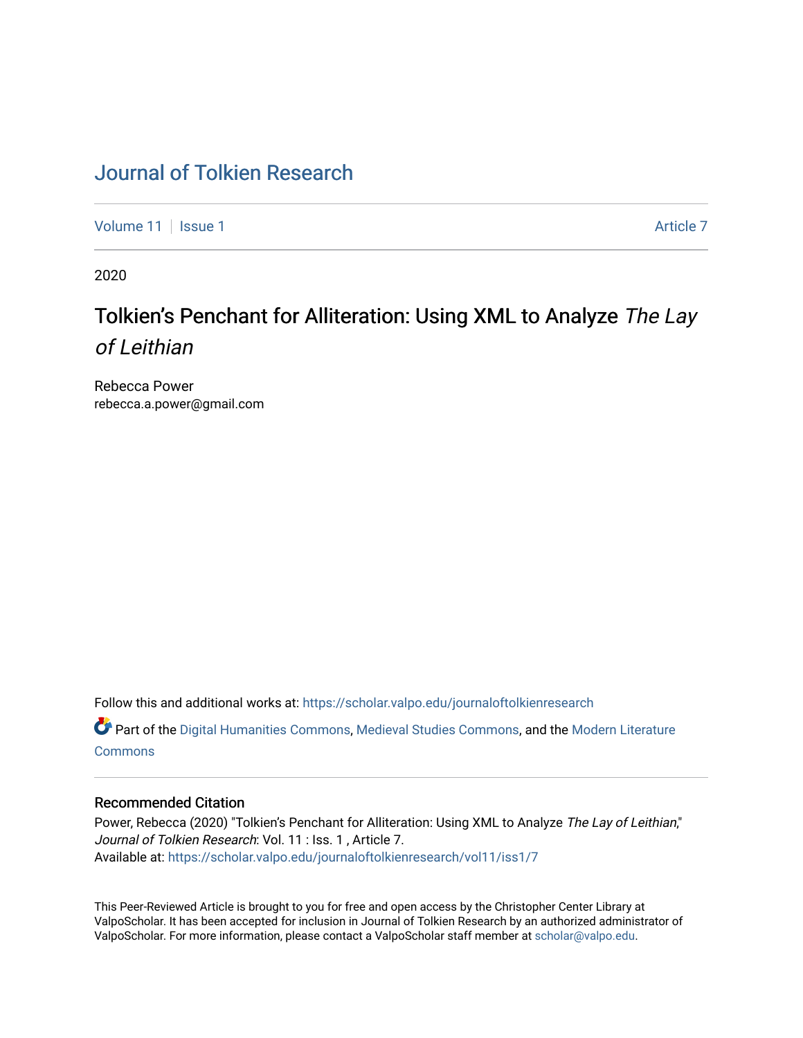# Journal of Tolkien Research

Volume 11 | Issue 1 Article 7

2020

## Tolkien's Penchant for Alliteration: Using XML to Analyze *The Lay of Leithian*

Rebecca Power
rebecca.a.power@gmail.com

Follow this and additional works at: https://scholar.valpo.edu/journaloftolkienresearch

Part of the Digital Humanities Commons, Medieval Studies Commons, and the Modern Literature Commons

### Recommended Citation

Power, Rebecca (2020) "Tolkien's Penchant for Alliteration: Using XML to Analyze *The Lay of Leithian*," *Journal of Tolkien Research*: Vol. 11 : Iss. 1 , Article 7.
Available at: https://scholar.valpo.edu/journaloftolkienresearch/vol11/iss1/7

This Peer-Reviewed Article is brought to you for free and open access by the Christopher Center Library at ValpoScholar. It has been accepted for inclusion in Journal of Tolkien Research by an authorized administrator of ValpoScholar. For more information, please contact a ValpoScholar staff member at scholar@valpo.edu.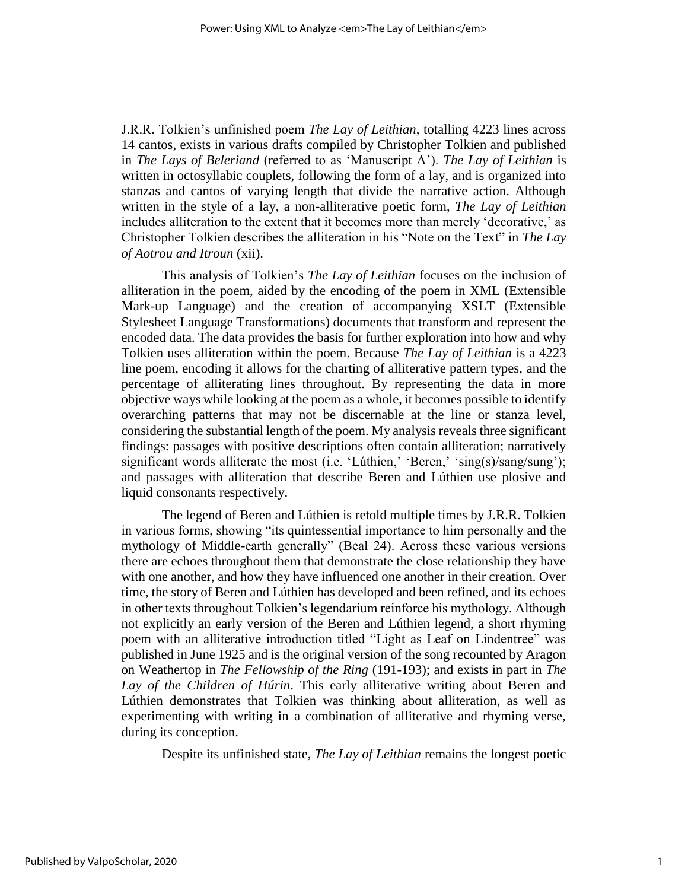J.R.R. Tolkien's unfinished poem *The Lay of Leithian*, totalling 4223 lines across 14 cantos, exists in various drafts compiled by Christopher Tolkien and published in *The Lays of Beleriand* (referred to as 'Manuscript A'). *The Lay of Leithian* is written in octosyllabic couplets, following the form of a lay, and is organized into stanzas and cantos of varying length that divide the narrative action. Although written in the style of a lay, a non-alliterative poetic form, *The Lay of Leithian* includes alliteration to the extent that it becomes more than merely 'decorative,' as Christopher Tolkien describes the alliteration in his "Note on the Text" in *The Lay of Aotrou and Itroun* (xii).

This analysis of Tolkien's *The Lay of Leithian* focuses on the inclusion of alliteration in the poem, aided by the encoding of the poem in XML (Extensible Mark-up Language) and the creation of accompanying XSLT (Extensible Stylesheet Language Transformations) documents that transform and represent the encoded data. The data provides the basis for further exploration into how and why Tolkien uses alliteration within the poem. Because *The Lay of Leithian* is a 4223 line poem, encoding it allows for the charting of alliterative pattern types, and the percentage of alliterating lines throughout. By representing the data in more objective ways while looking at the poem as a whole, it becomes possible to identify overarching patterns that may not be discernable at the line or stanza level, considering the substantial length of the poem. My analysis reveals three significant findings: passages with positive descriptions often contain alliteration; narratively significant words alliterate the most (i.e. 'Lúthien,' 'Beren,' 'sing(s)/sang/sung'); and passages with alliteration that describe Beren and Lúthien use plosive and liquid consonants respectively.

The legend of Beren and Lúthien is retold multiple times by J.R.R. Tolkien in various forms, showing "its quintessential importance to him personally and the mythology of Middle-earth generally" (Beal 24). Across these various versions there are echoes throughout them that demonstrate the close relationship they have with one another, and how they have influenced one another in their creation. Over time, the story of Beren and Lúthien has developed and been refined, and its echoes in other texts throughout Tolkien's legendarium reinforce his mythology. Although not explicitly an early version of the Beren and Lúthien legend, a short rhyming poem with an alliterative introduction titled "Light as Leaf on Lindentree" was published in June 1925 and is the original version of the song recounted by Aragon on Weathertop in *The Fellowship of the Ring* (191-193); and exists in part in *The Lay of the Children of Húrin*. This early alliterative writing about Beren and Lúthien demonstrates that Tolkien was thinking about alliteration, as well as experimenting with writing in a combination of alliterative and rhyming verse, during its conception.

Despite its unfinished state, *The Lay of Leithian* remains the longest poetic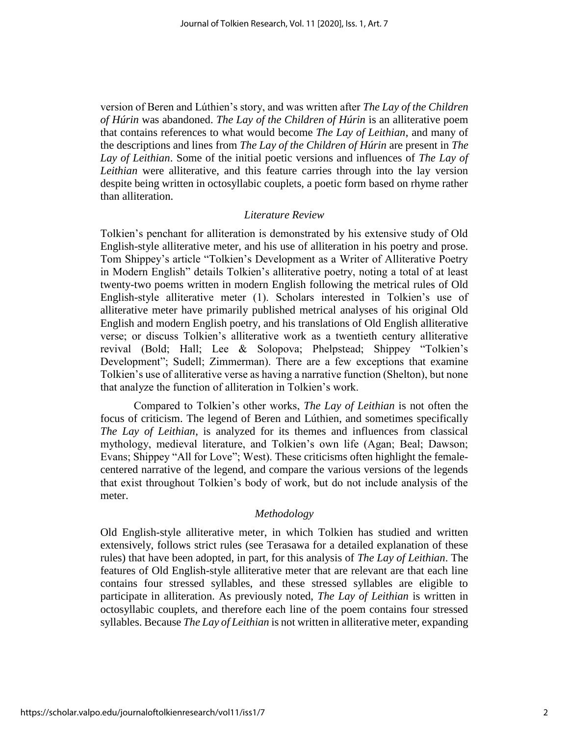version of Beren and Lúthien's story, and was written after *The Lay of the Children of Húrin* was abandoned. *The Lay of the Children of Húrin* is an alliterative poem that contains references to what would become *The Lay of Leithian*, and many of the descriptions and lines from *The Lay of the Children of Húrin* are present in *The Lay of Leithian*. Some of the initial poetic versions and influences of *The Lay of Leithian* were alliterative, and this feature carries through into the lay version despite being written in octosyllabic couplets, a poetic form based on rhyme rather than alliteration.

### *Literature Review*

Tolkien's penchant for alliteration is demonstrated by his extensive study of Old English-style alliterative meter, and his use of alliteration in his poetry and prose. Tom Shippey's article "Tolkien's Development as a Writer of Alliterative Poetry in Modern English" details Tolkien's alliterative poetry, noting a total of at least twenty-two poems written in modern English following the metrical rules of Old English-style alliterative meter (1). Scholars interested in Tolkien's use of alliterative meter have primarily published metrical analyses of his original Old English and modern English poetry, and his translations of Old English alliterative verse; or discuss Tolkien's alliterative work as a twentieth century alliterative revival (Bold; Hall; Lee & Solopova; Phelpstead; Shippey "Tolkien's Development"; Sudell; Zimmerman). There are a few exceptions that examine Tolkien's use of alliterative verse as having a narrative function (Shelton), but none that analyze the function of alliteration in Tolkien's work.

Compared to Tolkien's other works, *The Lay of Leithian* is not often the focus of criticism. The legend of Beren and Lúthien, and sometimes specifically *The Lay of Leithian*, is analyzed for its themes and influences from classical mythology, medieval literature, and Tolkien's own life (Agan; Beal; Dawson; Evans; Shippey "All for Love"; West). These criticisms often highlight the female-centered narrative of the legend, and compare the various versions of the legends that exist throughout Tolkien's body of work, but do not include analysis of the meter.

### *Methodology*

Old English-style alliterative meter, in which Tolkien has studied and written extensively, follows strict rules (see Terasawa for a detailed explanation of these rules) that have been adopted, in part, for this analysis of *The Lay of Leithian*. The features of Old English-style alliterative meter that are relevant are that each line contains four stressed syllables, and these stressed syllables are eligible to participate in alliteration. As previously noted, *The Lay of Leithian* is written in octosyllabic couplets, and therefore each line of the poem contains four stressed syllables. Because *The Lay of Leithian* is not written in alliterative meter, expanding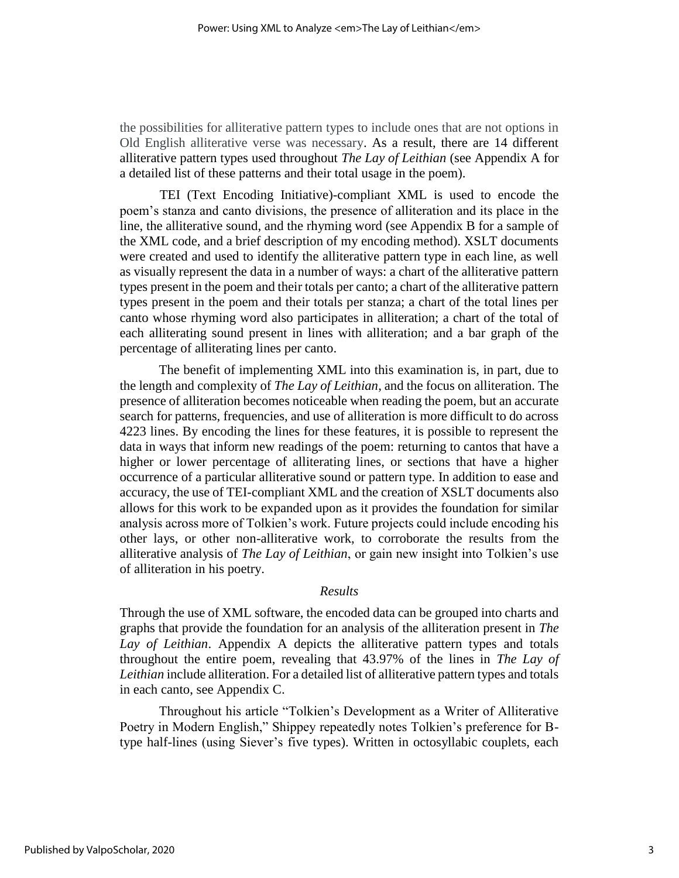the possibilities for alliterative pattern types to include ones that are not options in Old English alliterative verse was necessary. As a result, there are 14 different alliterative pattern types used throughout *The Lay of Leithian* (see Appendix A for a detailed list of these patterns and their total usage in the poem).

TEI (Text Encoding Initiative)-compliant XML is used to encode the poem's stanza and canto divisions, the presence of alliteration and its place in the line, the alliterative sound, and the rhyming word (see Appendix B for a sample of the XML code, and a brief description of my encoding method). XSLT documents were created and used to identify the alliterative pattern type in each line, as well as visually represent the data in a number of ways: a chart of the alliterative pattern types present in the poem and their totals per canto; a chart of the alliterative pattern types present in the poem and their totals per stanza; a chart of the total lines per canto whose rhyming word also participates in alliteration; a chart of the total of each alliterating sound present in lines with alliteration; and a bar graph of the percentage of alliterating lines per canto.

The benefit of implementing XML into this examination is, in part, due to the length and complexity of *The Lay of Leithian*, and the focus on alliteration. The presence of alliteration becomes noticeable when reading the poem, but an accurate search for patterns, frequencies, and use of alliteration is more difficult to do across 4223 lines. By encoding the lines for these features, it is possible to represent the data in ways that inform new readings of the poem: returning to cantos that have a higher or lower percentage of alliterating lines, or sections that have a higher occurrence of a particular alliterative sound or pattern type. In addition to ease and accuracy, the use of TEI-compliant XML and the creation of XSLT documents also allows for this work to be expanded upon as it provides the foundation for similar analysis across more of Tolkien's work. Future projects could include encoding his other lays, or other non-alliterative work, to corroborate the results from the alliterative analysis of *The Lay of Leithian*, or gain new insight into Tolkien's use of alliteration in his poetry.

### *Results*

Through the use of XML software, the encoded data can be grouped into charts and graphs that provide the foundation for an analysis of the alliteration present in *The Lay of Leithian*. Appendix A depicts the alliterative pattern types and totals throughout the entire poem, revealing that 43.97% of the lines in *The Lay of Leithian* include alliteration. For a detailed list of alliterative pattern types and totals in each canto, see Appendix C.

Throughout his article "Tolkien's Development as a Writer of Alliterative Poetry in Modern English," Shippey repeatedly notes Tolkien's preference for B-type half-lines (using Siever's five types). Written in octosyllabic couplets, each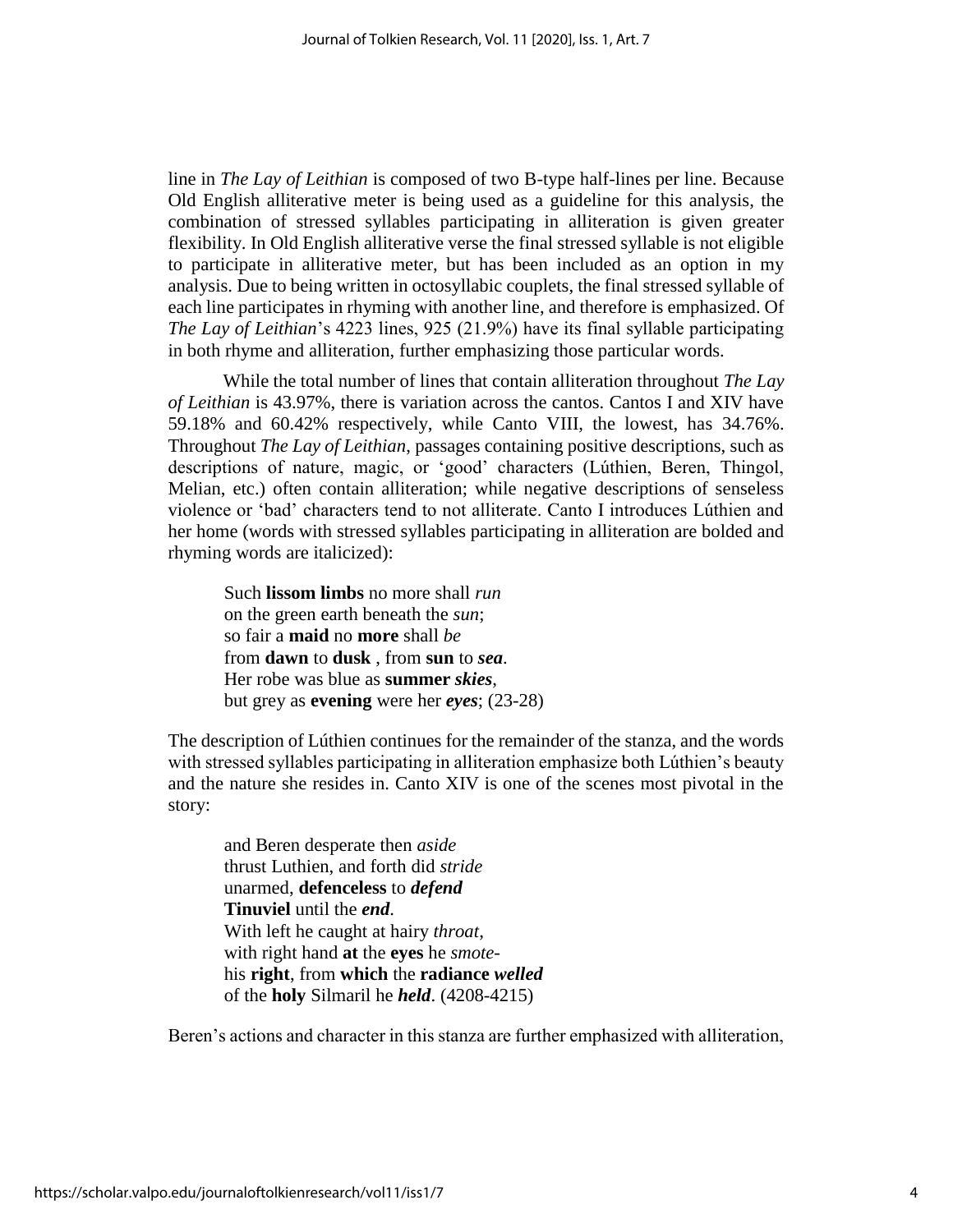line in *The Lay of Leithian* is composed of two B-type half-lines per line. Because Old English alliterative meter is being used as a guideline for this analysis, the combination of stressed syllables participating in alliteration is given greater flexibility. In Old English alliterative verse the final stressed syllable is not eligible to participate in alliterative meter, but has been included as an option in my analysis. Due to being written in octosyllabic couplets, the final stressed syllable of each line participates in rhyming with another line, and therefore is emphasized. Of *The Lay of Leithian*'s 4223 lines, 925 (21.9%) have its final syllable participating in both rhyme and alliteration, further emphasizing those particular words.

While the total number of lines that contain alliteration throughout *The Lay of Leithian* is 43.97%, there is variation across the cantos. Cantos I and XIV have 59.18% and 60.42% respectively, while Canto VIII, the lowest, has 34.76%. Throughout *The Lay of Leithian*, passages containing positive descriptions, such as descriptions of nature, magic, or 'good' characters (Lúthien, Beren, Thingol, Melian, etc.) often contain alliteration; while negative descriptions of senseless violence or 'bad' characters tend to not alliterate. Canto I introduces Lúthien and her home (words with stressed syllables participating in alliteration are bolded and rhyming words are italicized):

> Such **lissom limbs** no more shall *run*
> on the green earth beneath the *sun*;
> so fair a **maid** no **more** shall *be*
> from **dawn** to **dusk** , from **sun** to ***sea***.
> Her robe was blue as **summer** ***skies***,
> but grey as **evening** were her ***eyes***; (23-28)

The description of Lúthien continues for the remainder of the stanza, and the words with stressed syllables participating in alliteration emphasize both Lúthien's beauty and the nature she resides in. Canto XIV is one of the scenes most pivotal in the story:

> and Beren desperate then *aside*
> thrust Luthien, and forth did *stride*
> unarmed, **defenceless** to ***defend***
> **Tinuviel** until the ***end***.
> With left he caught at hairy *throat*,
> with right hand **at** the **eyes** he *smote*-
> his **right**, from **which** the **radiance** ***welled***
> of the **holy** Silmaril he ***held***. (4208-4215)

Beren's actions and character in this stanza are further emphasized with alliteration,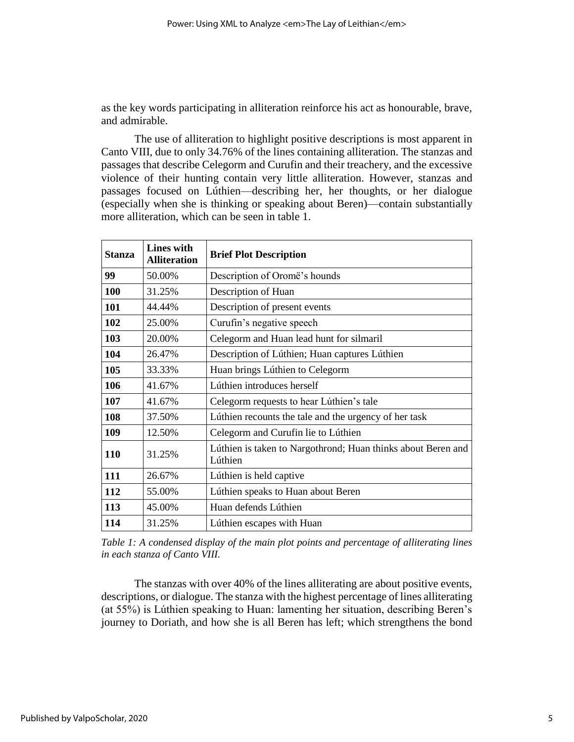as the key words participating in alliteration reinforce his act as honourable, brave, and admirable.

The use of alliteration to highlight positive descriptions is most apparent in Canto VIII, due to only 34.76% of the lines containing alliteration. The stanzas and passages that describe Celegorm and Curufin and their treachery, and the excessive violence of their hunting contain very little alliteration. However, stanzas and passages focused on Lúthien—describing her, her thoughts, or her dialogue (especially when she is thinking or speaking about Beren)—contain substantially more alliteration, which can be seen in table 1.

| Stanza | Lines with Alliteration | Brief Plot Description |
|---|---|---|
| **99** | 50.00% | Description of Oromë's hounds |
| **100** | 31.25% | Description of Huan |
| **101** | 44.44% | Description of present events |
| **102** | 25.00% | Curufin's negative speech |
| **103** | 20.00% | Celegorm and Huan lead hunt for silmaril |
| **104** | 26.47% | Description of Lúthien; Huan captures Lúthien |
| **105** | 33.33% | Huan brings Lúthien to Celegorm |
| **106** | 41.67% | Lúthien introduces herself |
| **107** | 41.67% | Celegorm requests to hear Lúthien's tale |
| **108** | 37.50% | Lúthien recounts the tale and the urgency of her task |
| **109** | 12.50% | Celegorm and Curufin lie to Lúthien |
| **110** | 31.25% | Lúthien is taken to Nargothrond; Huan thinks about Beren and Lúthien |
| **111** | 26.67% | Lúthien is held captive |
| **112** | 55.00% | Lúthien speaks to Huan about Beren |
| **113** | 45.00% | Huan defends Lúthien |
| **114** | 31.25% | Lúthien escapes with Huan |

*Table 1: A condensed display of the main plot points and percentage of alliterating lines in each stanza of Canto VIII.*

The stanzas with over 40% of the lines alliterating are about positive events, descriptions, or dialogue. The stanza with the highest percentage of lines alliterating (at 55%) is Lúthien speaking to Huan: lamenting her situation, describing Beren's journey to Doriath, and how she is all Beren has left; which strengthens the bond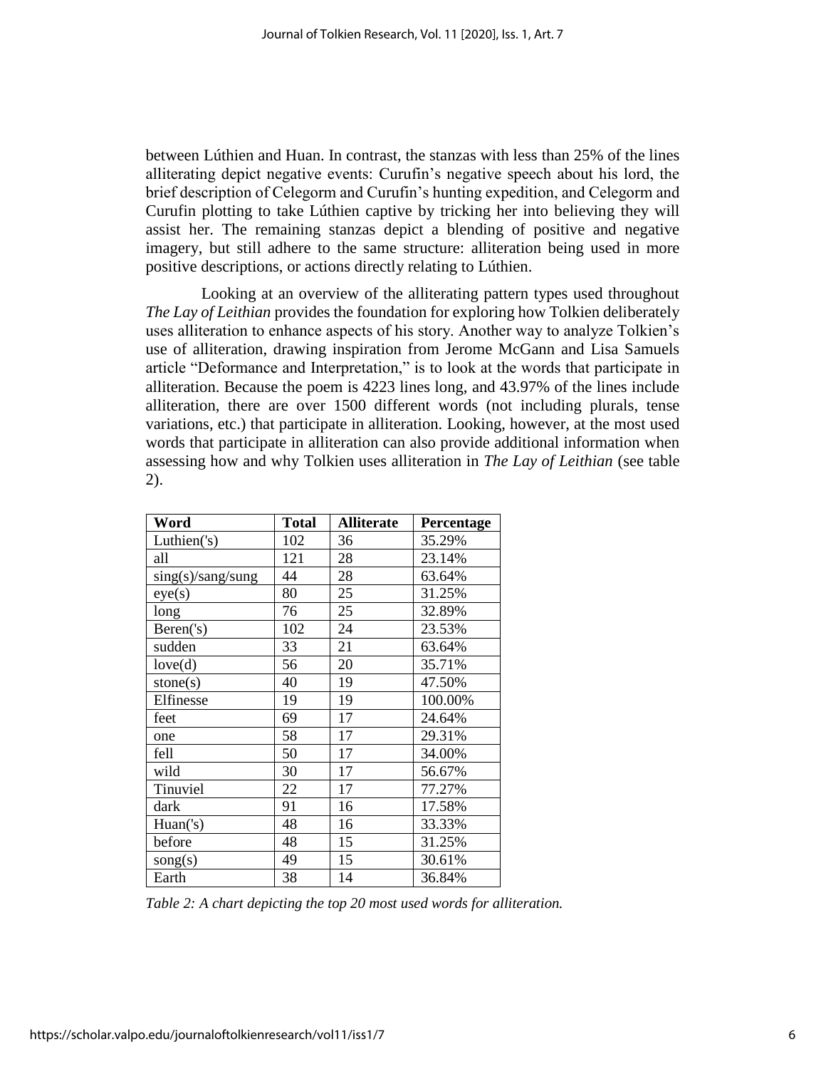between Lúthien and Huan. In contrast, the stanzas with less than 25% of the lines alliterating depict negative events: Curufin's negative speech about his lord, the brief description of Celegorm and Curufin's hunting expedition, and Celegorm and Curufin plotting to take Lúthien captive by tricking her into believing they will assist her. The remaining stanzas depict a blending of positive and negative imagery, but still adhere to the same structure: alliteration being used in more positive descriptions, or actions directly relating to Lúthien.

Looking at an overview of the alliterating pattern types used throughout *The Lay of Leithian* provides the foundation for exploring how Tolkien deliberately uses alliteration to enhance aspects of his story. Another way to analyze Tolkien's use of alliteration, drawing inspiration from Jerome McGann and Lisa Samuels article "Deformance and Interpretation," is to look at the words that participate in alliteration. Because the poem is 4223 lines long, and 43.97% of the lines include alliteration, there are over 1500 different words (not including plurals, tense variations, etc.) that participate in alliteration. Looking, however, at the most used words that participate in alliteration can also provide additional information when assessing how and why Tolkien uses alliteration in *The Lay of Leithian* (see table 2).

| Word | Total | Alliterate | Percentage |
|---|---|---|---|
| Luthien('s) | 102 | 36 | 35.29% |
| all | 121 | 28 | 23.14% |
| sing(s)/sang/sung | 44 | 28 | 63.64% |
| eye(s) | 80 | 25 | 31.25% |
| long | 76 | 25 | 32.89% |
| Beren('s) | 102 | 24 | 23.53% |
| sudden | 33 | 21 | 63.64% |
| love(d) | 56 | 20 | 35.71% |
| stone(s) | 40 | 19 | 47.50% |
| Elfinesse | 19 | 19 | 100.00% |
| feet | 69 | 17 | 24.64% |
| one | 58 | 17 | 29.31% |
| fell | 50 | 17 | 34.00% |
| wild | 30 | 17 | 56.67% |
| Tinuviel | 22 | 17 | 77.27% |
| dark | 91 | 16 | 17.58% |
| Huan('s) | 48 | 16 | 33.33% |
| before | 48 | 15 | 31.25% |
| song(s) | 49 | 15 | 30.61% |
| Earth | 38 | 14 | 36.84% |

*Table 2: A chart depicting the top 20 most used words for alliteration.*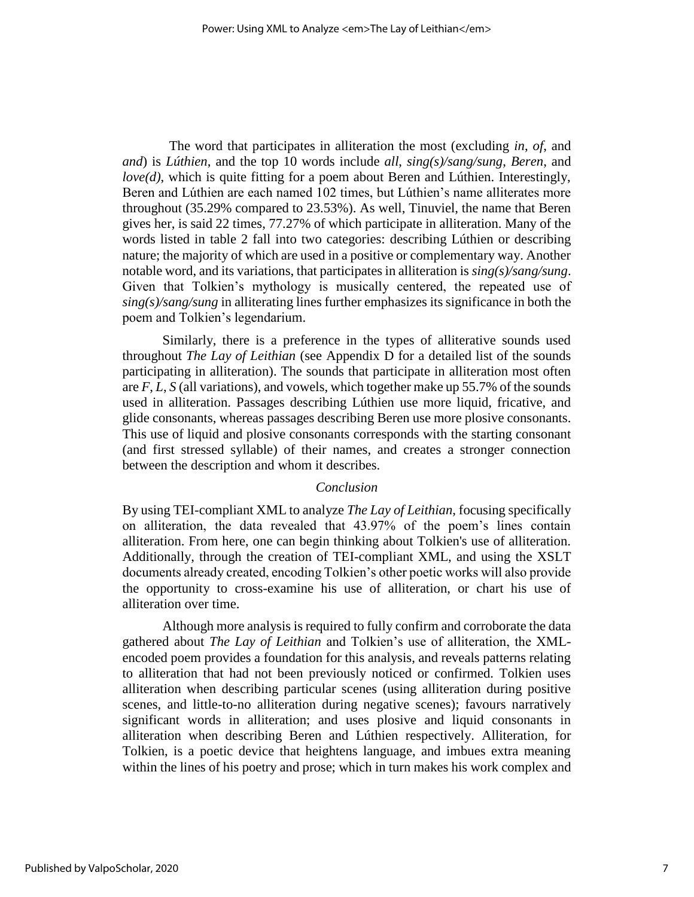The word that participates in alliteration the most (excluding *in*, *of*, and *and*) is *Lúthien*, and the top 10 words include *all*, *sing(s)/sang/sung*, *Beren*, and *love(d)*, which is quite fitting for a poem about Beren and Lúthien. Interestingly, Beren and Lúthien are each named 102 times, but Lúthien's name alliterates more throughout (35.29% compared to 23.53%). As well, Tinuviel, the name that Beren gives her, is said 22 times, 77.27% of which participate in alliteration. Many of the words listed in table 2 fall into two categories: describing Lúthien or describing nature; the majority of which are used in a positive or complementary way. Another notable word, and its variations, that participates in alliteration is *sing(s)/sang/sung*. Given that Tolkien's mythology is musically centered, the repeated use of *sing(s)/sang/sung* in alliterating lines further emphasizes its significance in both the poem and Tolkien's legendarium.

Similarly, there is a preference in the types of alliterative sounds used throughout *The Lay of Leithian* (see Appendix D for a detailed list of the sounds participating in alliteration). The sounds that participate in alliteration most often are *F*, *L*, *S* (all variations), and vowels, which together make up 55.7% of the sounds used in alliteration. Passages describing Lúthien use more liquid, fricative, and glide consonants, whereas passages describing Beren use more plosive consonants. This use of liquid and plosive consonants corresponds with the starting consonant (and first stressed syllable) of their names, and creates a stronger connection between the description and whom it describes.

### *Conclusion*

By using TEI-compliant XML to analyze *The Lay of Leithian*, focusing specifically on alliteration, the data revealed that 43.97% of the poem's lines contain alliteration. From here, one can begin thinking about Tolkien's use of alliteration. Additionally, through the creation of TEI-compliant XML, and using the XSLT documents already created, encoding Tolkien's other poetic works will also provide the opportunity to cross-examine his use of alliteration, or chart his use of alliteration over time.

Although more analysis is required to fully confirm and corroborate the data gathered about *The Lay of Leithian* and Tolkien's use of alliteration, the XML-encoded poem provides a foundation for this analysis, and reveals patterns relating to alliteration that had not been previously noticed or confirmed. Tolkien uses alliteration when describing particular scenes (using alliteration during positive scenes, and little-to-no alliteration during negative scenes); favours narratively significant words in alliteration; and uses plosive and liquid consonants in alliteration when describing Beren and Lúthien respectively. Alliteration, for Tolkien, is a poetic device that heightens language, and imbues extra meaning within the lines of his poetry and prose; which in turn makes his work complex and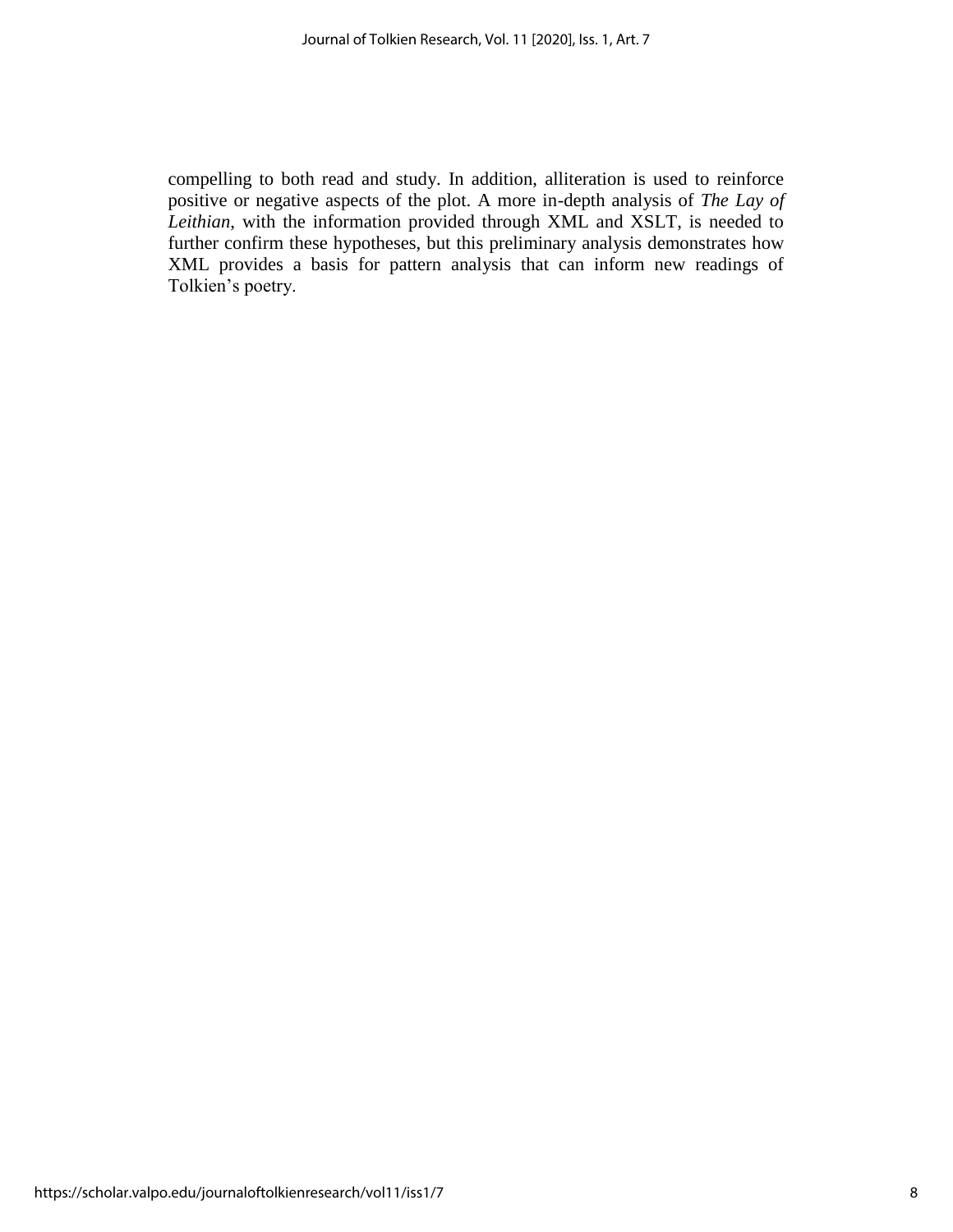compelling to both read and study. In addition, alliteration is used to reinforce positive or negative aspects of the plot. A more in-depth analysis of *The Lay of Leithian*, with the information provided through XML and XSLT, is needed to further confirm these hypotheses, but this preliminary analysis demonstrates how XML provides a basis for pattern analysis that can inform new readings of Tolkien's poetry.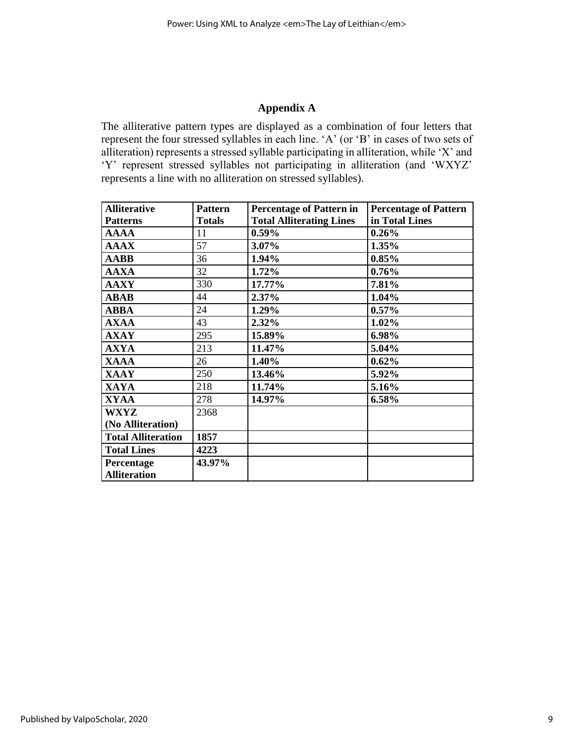## Appendix A

The alliterative pattern types are displayed as a combination of four letters that represent the four stressed syllables in each line. 'A' (or 'B' in cases of two sets of alliteration) represents a stressed syllable participating in alliteration, while 'X' and 'Y' represent stressed syllables not participating in alliteration (and 'WXYZ' represents a line with no alliteration on stressed syllables).

| Alliterative Patterns | Pattern Totals | Percentage of Pattern in Total Alliterating Lines | Percentage of Pattern in Total Lines |
|---|---|---|---|
| **AAAA** | 11 | **0.59%** | **0.26%** |
| **AAAX** | 57 | **3.07%** | **1.35%** |
| **AABB** | 36 | **1.94%** | **0.85%** |
| **AAXA** | 32 | **1.72%** | **0.76%** |
| **AAXY** | 330 | **17.77%** | **7.81%** |
| **ABAB** | 44 | **2.37%** | **1.04%** |
| **ABBA** | 24 | **1.29%** | **0.57%** |
| **AXAA** | 43 | **2.32%** | **1.02%** |
| **AXAY** | 295 | **15.89%** | **6.98%** |
| **AXYA** | 213 | **11.47%** | **5.04%** |
| **XAAA** | 26 | **1.40%** | **0.62%** |
| **XAAY** | 250 | **13.46%** | **5.92%** |
| **XAYA** | 218 | **11.74%** | **5.16%** |
| **XYAA** | 278 | **14.97%** | **6.58%** |
| **WXYZ (No Alliteration)** | 2368 | | |
| **Total Alliteration** | **1857** | | |
| **Total Lines** | **4223** | | |
| **Percentage Alliteration** | **43.97%** | | |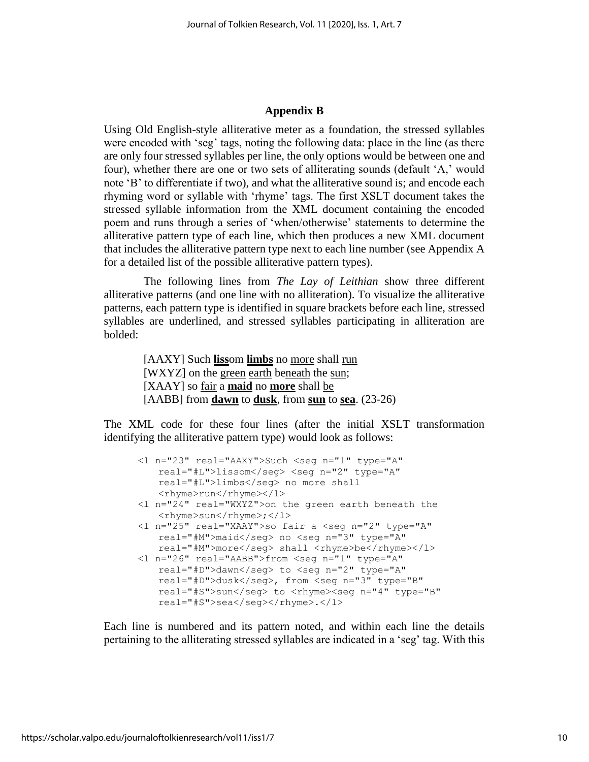## Appendix B

Using Old English-style alliterative meter as a foundation, the stressed syllables were encoded with 'seg' tags, noting the following data: place in the line (as there are only four stressed syllables per line, the only options would be between one and four), whether there are one or two sets of alliterating sounds (default 'A,' would note 'B' to differentiate if two), and what the alliterative sound is; and encode each rhyming word or syllable with 'rhyme' tags. The first XSLT document takes the stressed syllable information from the XML document containing the encoded poem and runs through a series of 'when/otherwise' statements to determine the alliterative pattern type of each line, which then produces a new XML document that includes the alliterative pattern type next to each line number (see Appendix A for a detailed list of the possible alliterative pattern types).

The following lines from *The Lay of Leithian* show three different alliterative patterns (and one line with no alliteration). To visualize the alliterative patterns, each pattern type is identified in square brackets before each line, stressed syllables are underlined, and stressed syllables participating in alliteration are bolded:

> [AAXY] Such <u>**liss**</u>om <u>**limbs**</u> no <u>more</u> shall <u>run</u>  
> [WXYZ] on the <u>green</u> <u>earth</u> be<u>neath</u> the <u>sun</u>;  
> [XAAY] so <u>fair</u> a <u>**maid**</u> no <u>**more**</u> shall <u>be</u>  
> [AABB] from <u>**dawn**</u> to <u>**dusk**</u>, from <u>**sun**</u> to <u>**sea**</u>. (23-26)

The XML code for these four lines (after the initial XSLT transformation identifying the alliterative pattern type) would look as follows:

```
<l n="23" real="AAXY">Such <seg n="1" type="A"
    real="#L">lissom</seg> <seg n="2" type="A"
    real="#L">limbs</seg> no more shall
    <rhyme>run</rhyme></l>
<l n="24" real="WXYZ">on the green earth beneath the
    <rhyme>sun</rhyme>;</l>
<l n="25" real="XAAY">so fair a <seg n="2" type="A"
    real="#M">maid</seg> no <seg n="3" type="A"
    real="#M">more</seg> shall <rhyme>be</rhyme></l>
<l n="26" real="AABB">from <seg n="1" type="A"
    real="#D">dawn</seg> to <seg n="2" type="A"
    real="#D">dusk</seg>, from <seg n="3" type="B"
    real="#S">sun</seg> to <rhyme><seg n="4" type="B"
    real="#S">sea</seg></rhyme>.</l>
```

Each line is numbered and its pattern noted, and within each line the details pertaining to the alliterating stressed syllables are indicated in a 'seg' tag. With this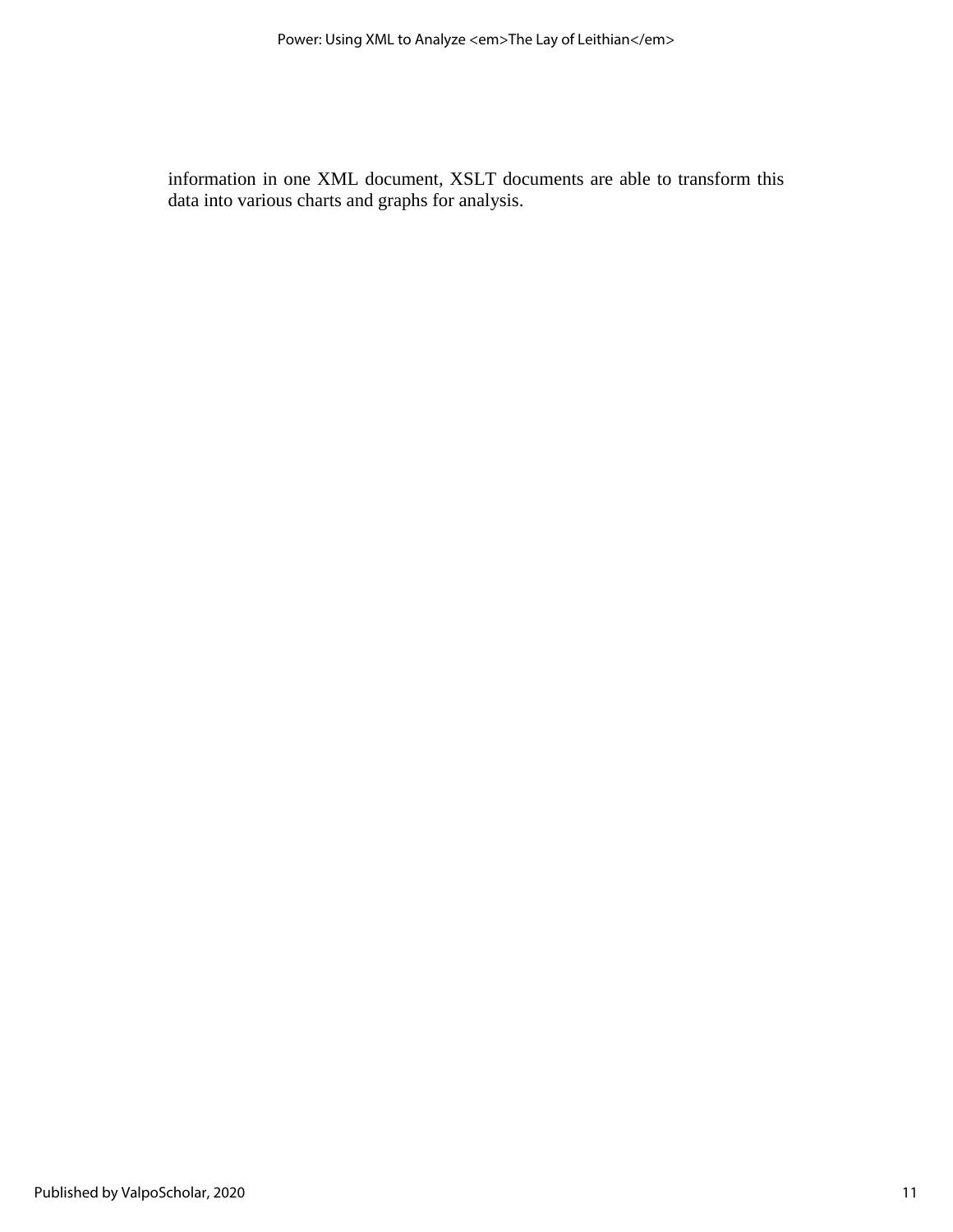information in one XML document, XSLT documents are able to transform this data into various charts and graphs for analysis.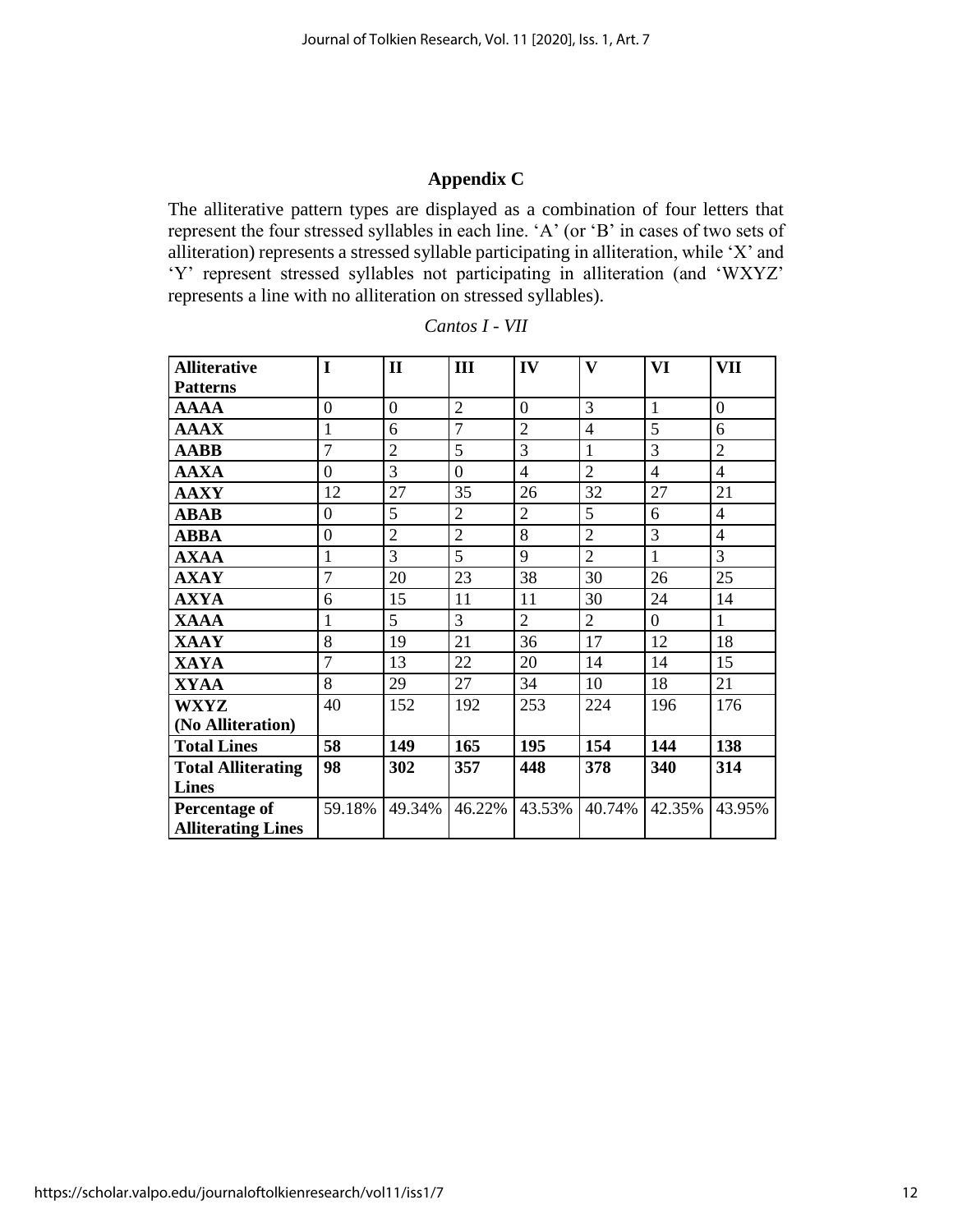## Appendix C

The alliterative pattern types are displayed as a combination of four letters that represent the four stressed syllables in each line. 'A' (or 'B' in cases of two sets of alliteration) represents a stressed syllable participating in alliteration, while 'X' and 'Y' represent stressed syllables not participating in alliteration (and 'WXYZ' represents a line with no alliteration on stressed syllables).

*Cantos I - VII*

| **Alliterative Patterns** | **I** | **II** | **III** | **IV** | **V** | **VI** | **VII** |
|---|---|---|---|---|---|---|---|
| **AAAA** | 0 | 0 | 2 | 0 | 3 | 1 | 0 |
| **AAAX** | 1 | 6 | 7 | 2 | 4 | 5 | 6 |
| **AABB** | 7 | 2 | 5 | 3 | 1 | 3 | 2 |
| **AAXA** | 0 | 3 | 0 | 4 | 2 | 4 | 4 |
| **AAXY** | 12 | 27 | 35 | 26 | 32 | 27 | 21 |
| **ABAB** | 0 | 5 | 2 | 2 | 5 | 6 | 4 |
| **ABBA** | 0 | 2 | 2 | 8 | 2 | 3 | 4 |
| **AXAA** | 1 | 3 | 5 | 9 | 2 | 1 | 3 |
| **AXAY** | 7 | 20 | 23 | 38 | 30 | 26 | 25 |
| **AXYA** | 6 | 15 | 11 | 11 | 30 | 24 | 14 |
| **XAAA** | 1 | 5 | 3 | 2 | 2 | 0 | 1 |
| **XAAY** | 8 | 19 | 21 | 36 | 17 | 12 | 18 |
| **XAYA** | 7 | 13 | 22 | 20 | 14 | 14 | 15 |
| **XYAA** | 8 | 29 | 27 | 34 | 10 | 18 | 21 |
| **WXYZ (No Alliteration)** | 40 | 152 | 192 | 253 | 224 | 196 | 176 |
| **Total Lines** | **58** | **149** | **165** | **195** | **154** | **144** | **138** |
| **Total Alliterating Lines** | **98** | **302** | **357** | **448** | **378** | **340** | **314** |
| **Percentage of Alliterating Lines** | 59.18% | 49.34% | 46.22% | 43.53% | 40.74% | 42.35% | 43.95% |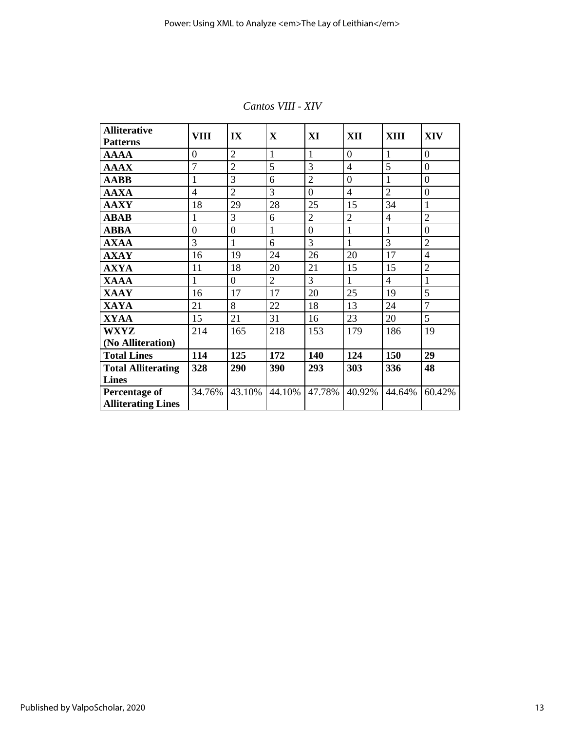*Cantos VIII - XIV*

| **Alliterative Patterns** | **VIII** | **IX** | **X** | **XI** | **XII** | **XIII** | **XIV** |
|---|---|---|---|---|---|---|---|
| **AAAA** | 0 | 2 | 1 | 1 | 0 | 1 | 0 |
| **AAAX** | 7 | 2 | 5 | 3 | 4 | 5 | 0 |
| **AABB** | 1 | 3 | 6 | 2 | 0 | 1 | 0 |
| **AAXA** | 4 | 2 | 3 | 0 | 4 | 2 | 0 |
| **AAXY** | 18 | 29 | 28 | 25 | 15 | 34 | 1 |
| **ABAB** | 1 | 3 | 6 | 2 | 2 | 4 | 2 |
| **ABBA** | 0 | 0 | 1 | 0 | 1 | 1 | 0 |
| **AXAA** | 3 | 1 | 6 | 3 | 1 | 3 | 2 |
| **AXAY** | 16 | 19 | 24 | 26 | 20 | 17 | 4 |
| **AXYA** | 11 | 18 | 20 | 21 | 15 | 15 | 2 |
| **XAAA** | 1 | 0 | 2 | 3 | 1 | 4 | 1 |
| **XAAY** | 16 | 17 | 17 | 20 | 25 | 19 | 5 |
| **XAYA** | 21 | 8 | 22 | 18 | 13 | 24 | 7 |
| **XYAA** | 15 | 21 | 31 | 16 | 23 | 20 | 5 |
| **WXYZ (No Alliteration)** | 214 | 165 | 218 | 153 | 179 | 186 | 19 |
| **Total Lines** | **114** | **125** | **172** | **140** | **124** | **150** | **29** |
| **Total Alliterating Lines** | **328** | **290** | **390** | **293** | **303** | **336** | **48** |
| **Percentage of Alliterating Lines** | 34.76% | 43.10% | 44.10% | 47.78% | 40.92% | 44.64% | 60.42% |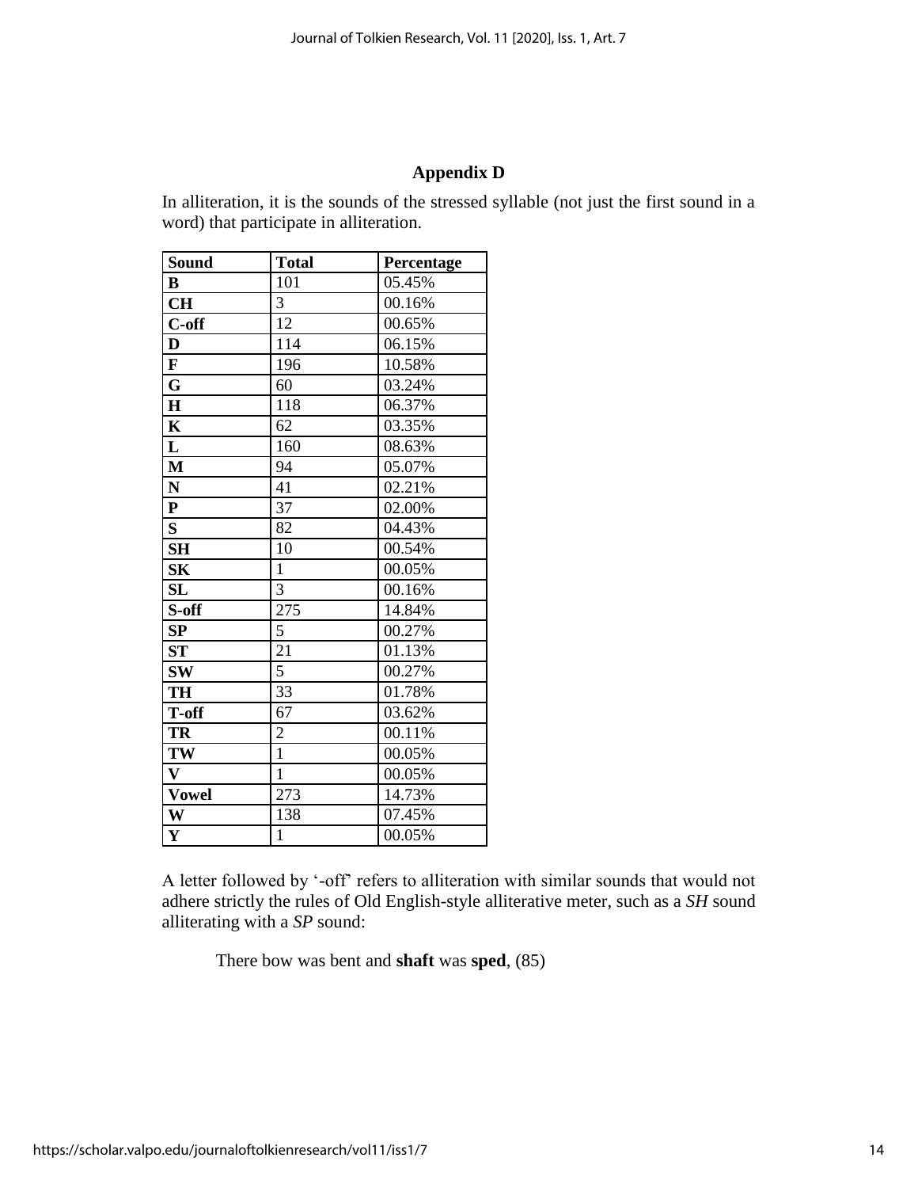## Appendix D

In alliteration, it is the sounds of the stressed syllable (not just the first sound in a word) that participate in alliteration.

| **Sound** | **Total** | **Percentage** |
|---|---|---|
| **B** | 101 | 05.45% |
| **CH** | 3 | 00.16% |
| **C-off** | 12 | 00.65% |
| **D** | 114 | 06.15% |
| **F** | 196 | 10.58% |
| **G** | 60 | 03.24% |
| **H** | 118 | 06.37% |
| **K** | 62 | 03.35% |
| **L** | 160 | 08.63% |
| **M** | 94 | 05.07% |
| **N** | 41 | 02.21% |
| **P** | 37 | 02.00% |
| **S** | 82 | 04.43% |
| **SH** | 10 | 00.54% |
| **SK** | 1 | 00.05% |
| **SL** | 3 | 00.16% |
| **S-off** | 275 | 14.84% |
| **SP** | 5 | 00.27% |
| **ST** | 21 | 01.13% |
| **SW** | 5 | 00.27% |
| **TH** | 33 | 01.78% |
| **T-off** | 67 | 03.62% |
| **TR** | 2 | 00.11% |
| **TW** | 1 | 00.05% |
| **V** | 1 | 00.05% |
| **Vowel** | 273 | 14.73% |
| **W** | 138 | 07.45% |
| **Y** | 1 | 00.05% |

A letter followed by '-off' refers to alliteration with similar sounds that would not adhere strictly the rules of Old English-style alliterative meter, such as a *SH* sound alliterating with a *SP* sound:

> There bow was bent and **shaft** was **sped**, (85)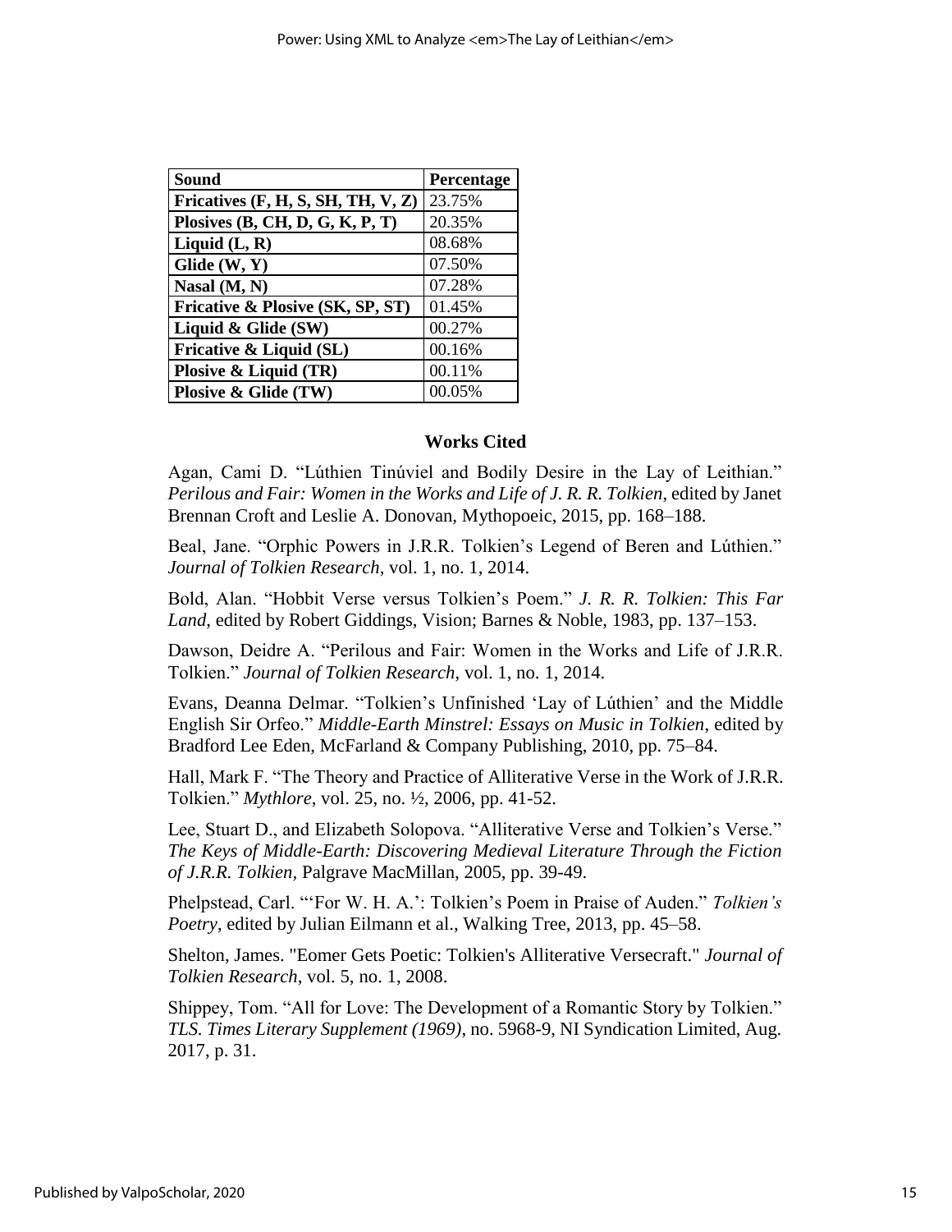| Sound | Percentage |
|---|---|
| **Fricatives (F, H, S, SH, TH, V, Z)** | 23.75% |
| **Plosives (B, CH, D, G, K, P, T)** | 20.35% |
| **Liquid (L, R)** | 08.68% |
| **Glide (W, Y)** | 07.50% |
| **Nasal (M, N)** | 07.28% |
| **Fricative & Plosive (SK, SP, ST)** | 01.45% |
| **Liquid & Glide (SW)** | 00.27% |
| **Fricative & Liquid (SL)** | 00.16% |
| **Plosive & Liquid (TR)** | 00.11% |
| **Plosive & Glide (TW)** | 00.05% |

## Works Cited

Agan, Cami D. "Lúthien Tinúviel and Bodily Desire in the Lay of Leithian." *Perilous and Fair: Women in the Works and Life of J. R. R. Tolkien*, edited by Janet Brennan Croft and Leslie A. Donovan, Mythopoeic, 2015, pp. 168–188.

Beal, Jane. "Orphic Powers in J.R.R. Tolkien's Legend of Beren and Lúthien." *Journal of Tolkien Research*, vol. 1, no. 1, 2014.

Bold, Alan. "Hobbit Verse versus Tolkien's Poem." *J. R. R. Tolkien: This Far Land*, edited by Robert Giddings, Vision; Barnes & Noble, 1983, pp. 137–153.

Dawson, Deidre A. "Perilous and Fair: Women in the Works and Life of J.R.R. Tolkien." *Journal of Tolkien Research*, vol. 1, no. 1, 2014.

Evans, Deanna Delmar. "Tolkien's Unfinished 'Lay of Lúthien' and the Middle English Sir Orfeo." *Middle-Earth Minstrel: Essays on Music in Tolkien*, edited by Bradford Lee Eden, McFarland & Company Publishing, 2010, pp. 75–84.

Hall, Mark F. "The Theory and Practice of Alliterative Verse in the Work of J.R.R. Tolkien." *Mythlore*, vol. 25, no. ½, 2006, pp. 41-52.

Lee, Stuart D., and Elizabeth Solopova. "Alliterative Verse and Tolkien's Verse." *The Keys of Middle-Earth: Discovering Medieval Literature Through the Fiction of J.R.R. Tolkien,* Palgrave MacMillan, 2005, pp. 39-49.

Phelpstead, Carl. "'For W. H. A.': Tolkien's Poem in Praise of Auden." *Tolkien's Poetry*, edited by Julian Eilmann et al., Walking Tree, 2013, pp. 45–58.

Shelton, James. "Eomer Gets Poetic: Tolkien's Alliterative Versecraft." *Journal of Tolkien Research*, vol. 5, no. 1, 2008.

Shippey, Tom. "All for Love: The Development of a Romantic Story by Tolkien." *TLS. Times Literary Supplement (1969)*, no. 5968-9, NI Syndication Limited, Aug. 2017, p. 31.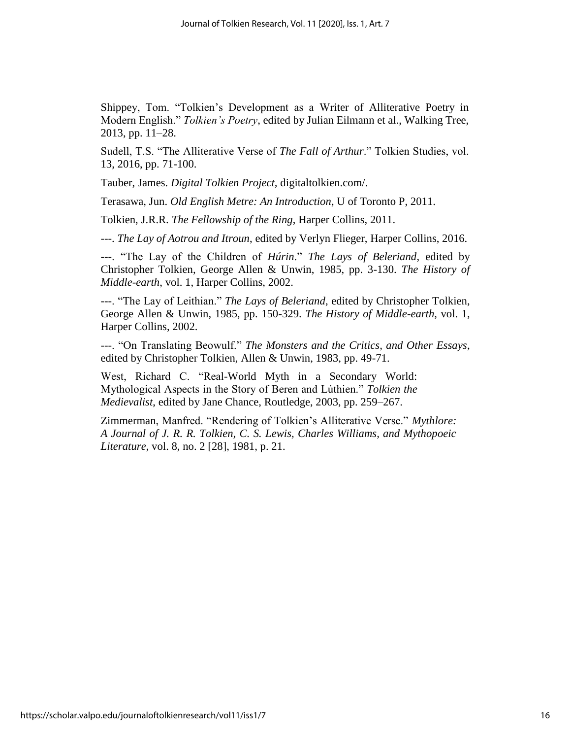Shippey, Tom. "Tolkien's Development as a Writer of Alliterative Poetry in Modern English." *Tolkien's Poetry*, edited by Julian Eilmann et al., Walking Tree, 2013, pp. 11–28.

Sudell, T.S. "The Alliterative Verse of *The Fall of Arthur*." Tolkien Studies, vol. 13, 2016, pp. 71-100.

Tauber, James. *Digital Tolkien Project*, digitaltolkien.com/.

Terasawa, Jun. *Old English Metre: An Introduction*, U of Toronto P, 2011.

Tolkien, J.R.R. *The Fellowship of the Ring*, Harper Collins, 2011.

---. *The Lay of Aotrou and Itroun*, edited by Verlyn Flieger, Harper Collins, 2016.

---. "The Lay of the Children of *Húrin*." *The Lays of Beleriand*, edited by Christopher Tolkien, George Allen & Unwin, 1985, pp. 3-130. *The History of Middle-earth*, vol. 1, Harper Collins, 2002.

---. "The Lay of Leithian." *The Lays of Beleriand*, edited by Christopher Tolkien, George Allen & Unwin, 1985, pp. 150-329. *The History of Middle-earth*, vol. 1, Harper Collins, 2002.

---. "On Translating Beowulf." *The Monsters and the Critics, and Other Essays*, edited by Christopher Tolkien, Allen & Unwin, 1983, pp. 49-71.

West, Richard C. "Real-World Myth in a Secondary World: Mythological Aspects in the Story of Beren and Lúthien." *Tolkien the Medievalist*, edited by Jane Chance, Routledge, 2003, pp. 259–267.

Zimmerman, Manfred. "Rendering of Tolkien's Alliterative Verse." *Mythlore: A Journal of J. R. R. Tolkien, C. S. Lewis, Charles Williams, and Mythopoeic Literature*, vol. 8, no. 2 [28], 1981, p. 21.